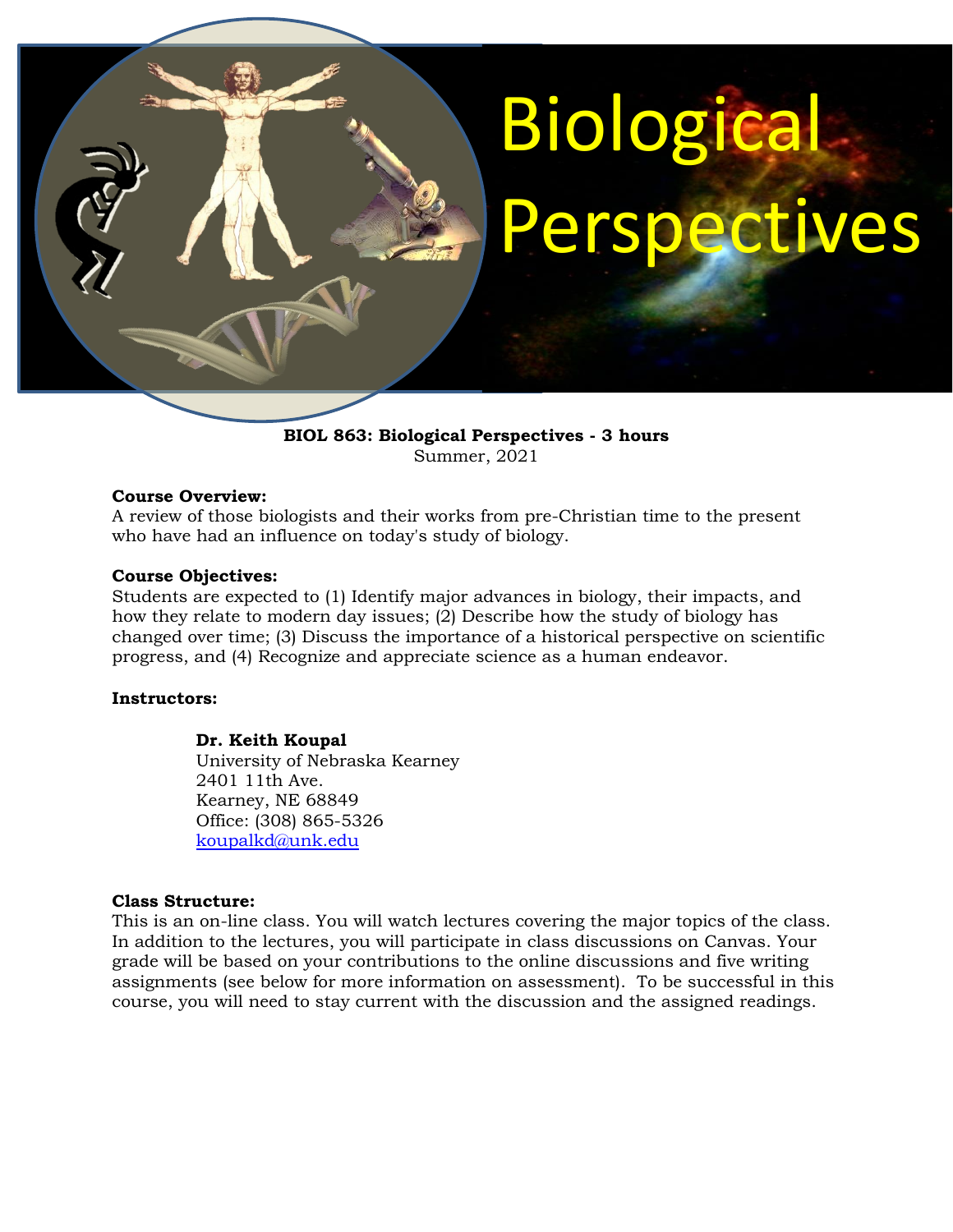# Biological Perspectives

**BIOL 863: Biological Perspectives - 3 hours**
Summer, 2021

**Course Overview:**
A review of those biologists and their works from pre-Christian time to the present who have had an influence on today's study of biology.

**Course Objectives:**
Students are expected to (1) Identify major advances in biology, their impacts, and how they relate to modern day issues; (2) Describe how the study of biology has changed over time; (3) Discuss the importance of a historical perspective on scientific progress, and (4) Recognize and appreciate science as a human endeavor.

**Instructors:**

**Dr. Keith Koupal**
University of Nebraska Kearney
2401 11th Ave.
Kearney, NE 68849
Office: (308) 865-5326
koupalkd@unk.edu

**Class Structure:**
This is an on-line class. You will watch lectures covering the major topics of the class. In addition to the lectures, you will participate in class discussions on Canvas. Your grade will be based on your contributions to the online discussions and five writing assignments (see below for more information on assessment). To be successful in this course, you will need to stay current with the discussion and the assigned readings.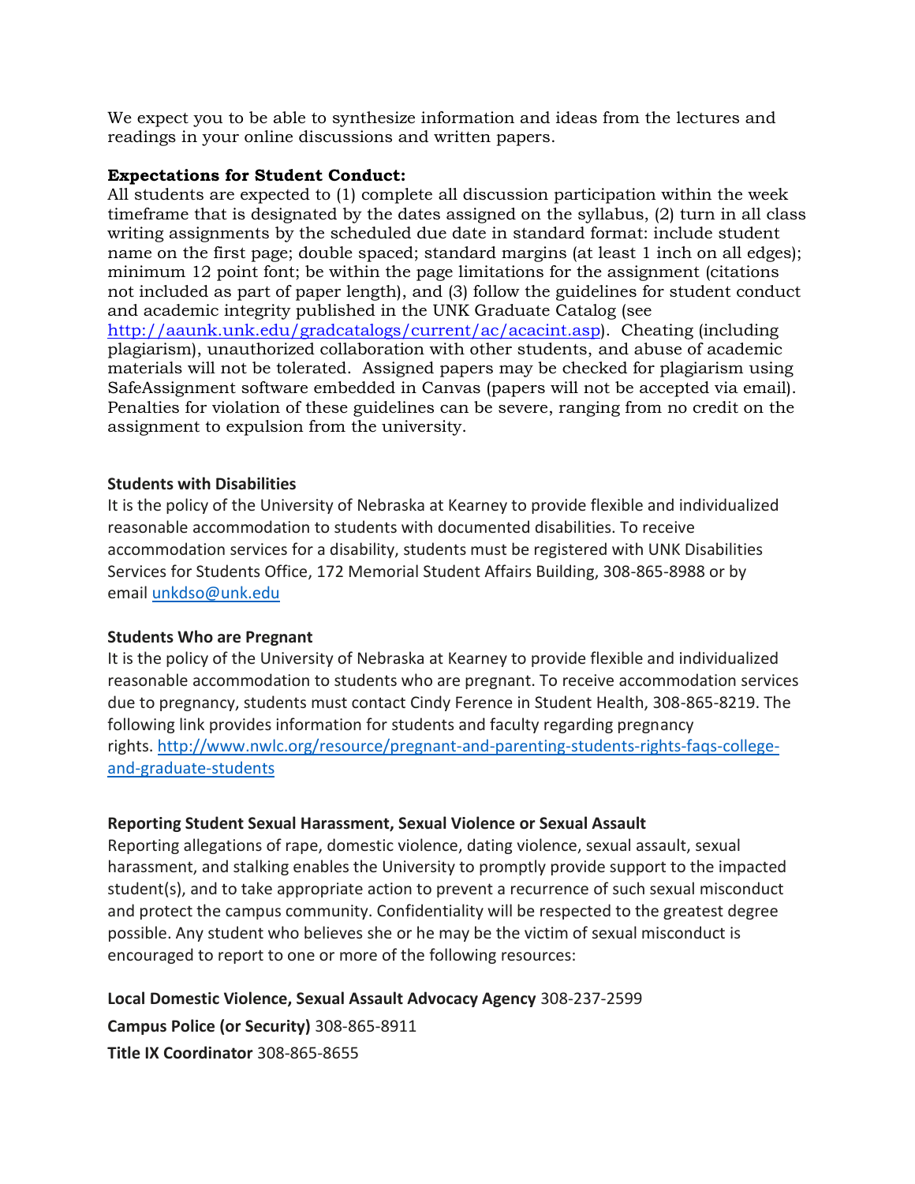We expect you to be able to synthesize information and ideas from the lectures and readings in your online discussions and written papers.

**Expectations for Student Conduct:**

All students are expected to (1) complete all discussion participation within the week timeframe that is designated by the dates assigned on the syllabus, (2) turn in all class writing assignments by the scheduled due date in standard format: include student name on the first page; double spaced; standard margins (at least 1 inch on all edges); minimum 12 point font; be within the page limitations for the assignment (citations not included as part of paper length), and (3) follow the guidelines for student conduct and academic integrity published in the UNK Graduate Catalog (see http://aaunk.unk.edu/gradcatalogs/current/ac/acacint.asp). Cheating (including plagiarism), unauthorized collaboration with other students, and abuse of academic materials will not be tolerated. Assigned papers may be checked for plagiarism using SafeAssignment software embedded in Canvas (papers will not be accepted via email). Penalties for violation of these guidelines can be severe, ranging from no credit on the assignment to expulsion from the university.

**Students with Disabilities**

It is the policy of the University of Nebraska at Kearney to provide flexible and individualized reasonable accommodation to students with documented disabilities. To receive accommodation services for a disability, students must be registered with UNK Disabilities Services for Students Office, 172 Memorial Student Affairs Building, 308-865-8988 or by email unkdso@unk.edu

**Students Who are Pregnant**

It is the policy of the University of Nebraska at Kearney to provide flexible and individualized reasonable accommodation to students who are pregnant. To receive accommodation services due to pregnancy, students must contact Cindy Ference in Student Health, 308-865-8219. The following link provides information for students and faculty regarding pregnancy rights. http://www.nwlc.org/resource/pregnant-and-parenting-students-rights-faqs-college-and-graduate-students

**Reporting Student Sexual Harassment, Sexual Violence or Sexual Assault**

Reporting allegations of rape, domestic violence, dating violence, sexual assault, sexual harassment, and stalking enables the University to promptly provide support to the impacted student(s), and to take appropriate action to prevent a recurrence of such sexual misconduct and protect the campus community. Confidentiality will be respected to the greatest degree possible. Any student who believes she or he may be the victim of sexual misconduct is encouraged to report to one or more of the following resources:

**Local Domestic Violence, Sexual Assault Advocacy Agency** 308-237-2599

**Campus Police (or Security)** 308-865-8911

**Title IX Coordinator** 308-865-8655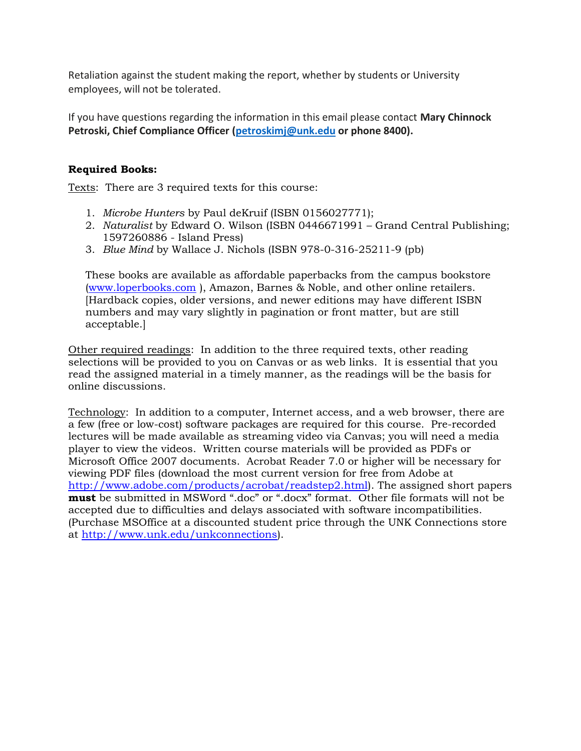Retaliation against the student making the report, whether by students or University employees, will not be tolerated.

If you have questions regarding the information in this email please contact **Mary Chinnock Petroski, Chief Compliance Officer ([petroskimj@unk.edu](mailto:petroskimj@unk.edu) or phone 8400).**

**Required Books:**

Texts: There are 3 required texts for this course:

1. *Microbe Hunters* by Paul deKruif (ISBN 0156027771);
2. *Naturalist* by Edward O. Wilson (ISBN 0446671991 – Grand Central Publishing; 1597260886 - Island Press)
3. *Blue Mind* by Wallace J. Nichols (ISBN 978-0-316-25211-9 (pb)

   These books are available as affordable paperbacks from the campus bookstore ([www.loperbooks.com](http://www.loperbooks.com) ), Amazon, Barnes & Noble, and other online retailers. [Hardback copies, older versions, and newer editions may have different ISBN numbers and may vary slightly in pagination or front matter, but are still acceptable.]

Other required readings: In addition to the three required texts, other reading selections will be provided to you on Canvas or as web links. It is essential that you read the assigned material in a timely manner, as the readings will be the basis for online discussions.

Technology: In addition to a computer, Internet access, and a web browser, there are a few (free or low-cost) software packages are required for this course. Pre-recorded lectures will be made available as streaming video via Canvas; you will need a media player to view the videos. Written course materials will be provided as PDFs or Microsoft Office 2007 documents. Acrobat Reader 7.0 or higher will be necessary for viewing PDF files (download the most current version for free from Adobe at [http://www.adobe.com/products/acrobat/readstep2.html](http://www.adobe.com/products/acrobat/readstep2.html)). The assigned short papers **must** be submitted in MSWord ".doc" or ".docx" format. Other file formats will not be accepted due to difficulties and delays associated with software incompatibilities. (Purchase MSOffice at a discounted student price through the UNK Connections store at [http://www.unk.edu/unkconnections](http://www.unk.edu/unkconnections)).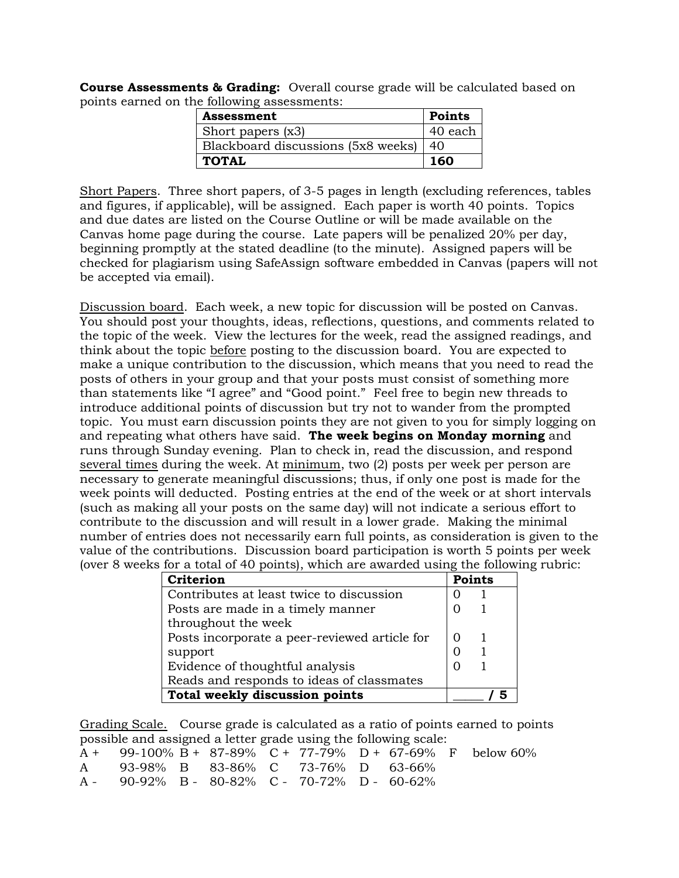**Course Assessments & Grading:** Overall course grade will be calculated based on points earned on the following assessments:

| Assessment | Points |
| --- | --- |
| Short papers (x3) | 40 each |
| Blackboard discussions (5x8 weeks) | 40 |
| **TOTAL** | **160** |

Short Papers. Three short papers, of 3-5 pages in length (excluding references, tables and figures, if applicable), will be assigned. Each paper is worth 40 points. Topics and due dates are listed on the Course Outline or will be made available on the Canvas home page during the course. Late papers will be penalized 20% per day, beginning promptly at the stated deadline (to the minute). Assigned papers will be checked for plagiarism using SafeAssign software embedded in Canvas (papers will not be accepted via email).

Discussion board. Each week, a new topic for discussion will be posted on Canvas. You should post your thoughts, ideas, reflections, questions, and comments related to the topic of the week. View the lectures for the week, read the assigned readings, and think about the topic before posting to the discussion board. You are expected to make a unique contribution to the discussion, which means that you need to read the posts of others in your group and that your posts must consist of something more than statements like "I agree" and "Good point." Feel free to begin new threads to introduce additional points of discussion but try not to wander from the prompted topic. You must earn discussion points they are not given to you for simply logging on and repeating what others have said. **The week begins on Monday morning** and runs through Sunday evening. Plan to check in, read the discussion, and respond several times during the week. At minimum, two (2) posts per week per person are necessary to generate meaningful discussions; thus, if only one post is made for the week points will deducted. Posting entries at the end of the week or at short intervals (such as making all your posts on the same day) will not indicate a serious effort to contribute to the discussion and will result in a lower grade. Making the minimal number of entries does not necessarily earn full points, as consideration is given to the value of the contributions. Discussion board participation is worth 5 points per week (over 8 weeks for a total of 40 points), which are awarded using the following rubric:

| Criterion | Points |
| --- | --- |
| Contributes at least twice to discussion | 0 1 |
| Posts are made in a timely manner throughout the week | 0 1 |
| Posts incorporate a peer-reviewed article for support | 0 1 |
| Evidence of thoughtful analysis | 0 1 |
| Reads and responds to ideas of classmates | 0 1 |
| **Total weekly discussion points** | **____ / 5** |

Grading Scale. Course grade is calculated as a ratio of points earned to points possible and assigned a letter grade using the following scale:

| | | | | | | | | | |
| --- | --- | --- | --- | --- | --- | --- | --- | --- | --- |
| A + | 99-100% | B + | 87-89% | C + | 77-79% | D + | 67-69% | F | below 60% |
| A | 93-98% | B | 83-86% | C | 73-76% | D | 63-66% | | |
| A - | 90-92% | B - | 80-82% | C - | 70-72% | D - | 60-62% | | |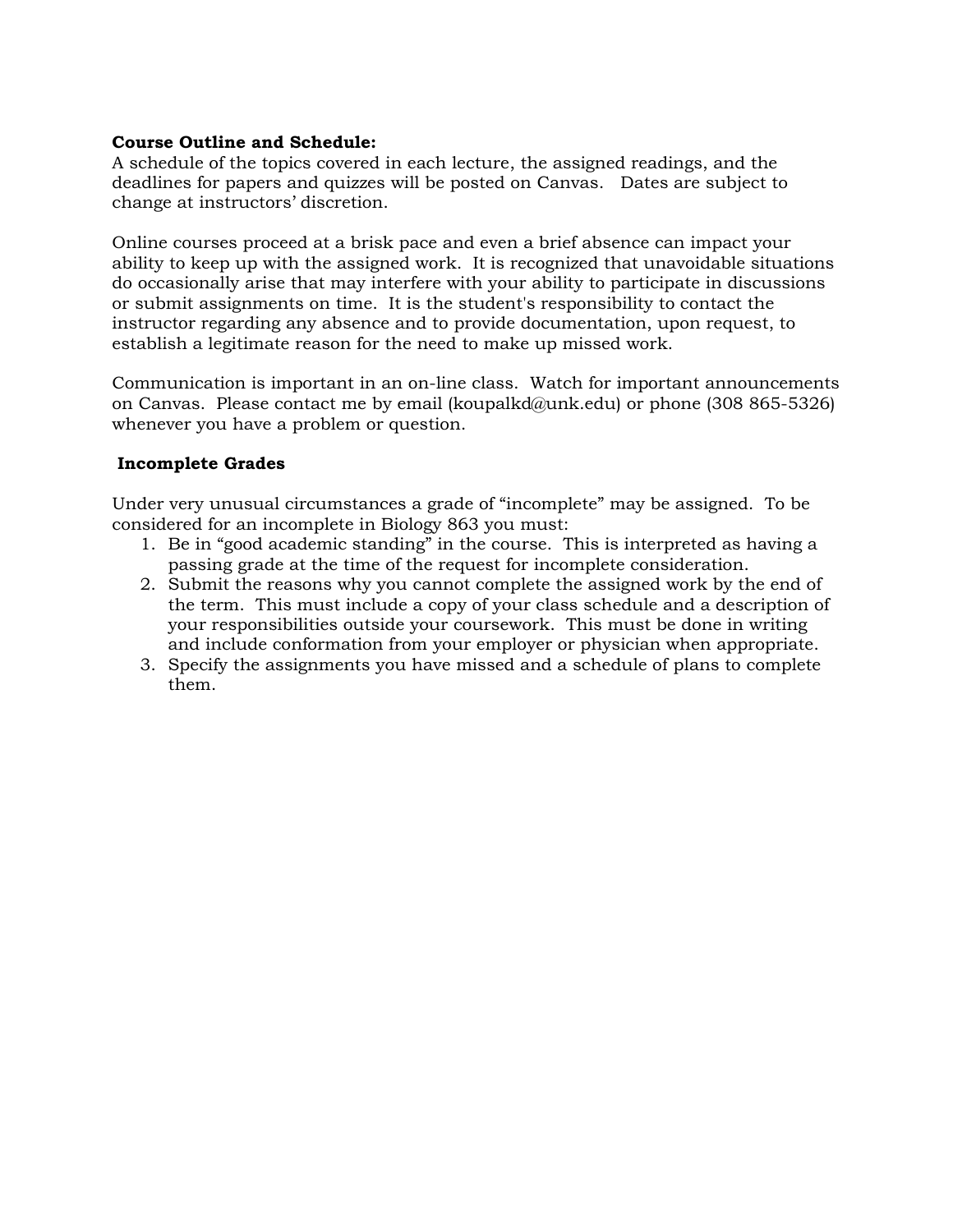**Course Outline and Schedule:**
A schedule of the topics covered in each lecture, the assigned readings, and the deadlines for papers and quizzes will be posted on Canvas. Dates are subject to change at instructors' discretion.

Online courses proceed at a brisk pace and even a brief absence can impact your ability to keep up with the assigned work. It is recognized that unavoidable situations do occasionally arise that may interfere with your ability to participate in discussions or submit assignments on time. It is the student's responsibility to contact the instructor regarding any absence and to provide documentation, upon request, to establish a legitimate reason for the need to make up missed work.

Communication is important in an on-line class. Watch for important announcements on Canvas. Please contact me by email (koupalkd@unk.edu) or phone (308 865-5326) whenever you have a problem or question.

**Incomplete Grades**

Under very unusual circumstances a grade of "incomplete" may be assigned. To be considered for an incomplete in Biology 863 you must:

1. Be in "good academic standing" in the course. This is interpreted as having a passing grade at the time of the request for incomplete consideration.
2. Submit the reasons why you cannot complete the assigned work by the end of the term. This must include a copy of your class schedule and a description of your responsibilities outside your coursework. This must be done in writing and include conformation from your employer or physician when appropriate.
3. Specify the assignments you have missed and a schedule of plans to complete them.